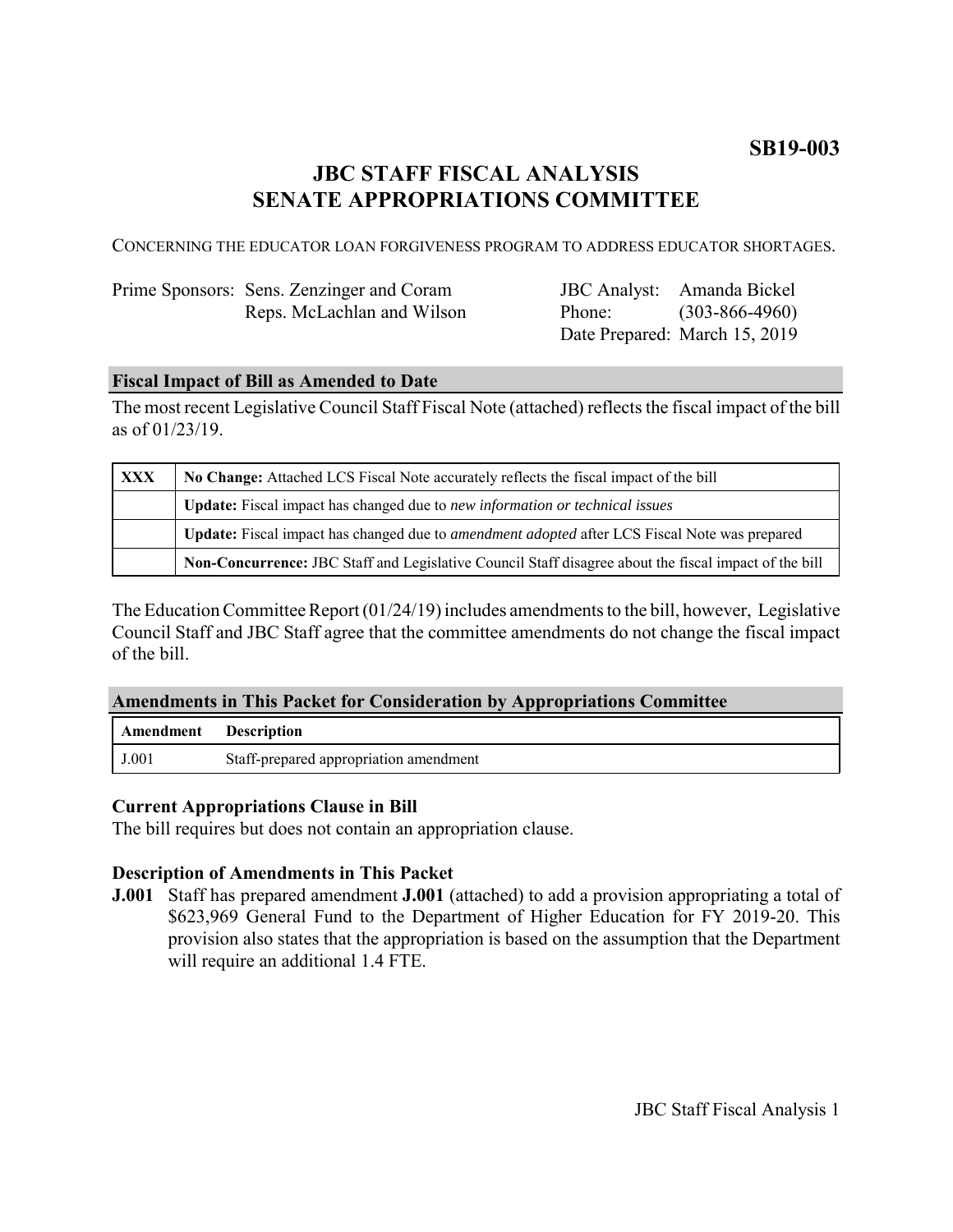**SB19-003**

# JBC STAFF FISCAL ANALYSIS
# SENATE APPROPRIATIONS COMMITTEE

CONCERNING THE EDUCATOR LOAN FORGIVENESS PROGRAM TO ADDRESS EDUCATOR SHORTAGES.

| | | | |
|---|---|---|---|
| Prime Sponsors: | Sens. Zenzinger and Coram | JBC Analyst: | Amanda Bickel |
| | Reps. McLachlan and Wilson | Phone: | (303-866-4960) |
| | | Date Prepared: | March 15, 2019 |

## Fiscal Impact of Bill as Amended to Date

The most recent Legislative Council Staff Fiscal Note (attached) reflects the fiscal impact of the bill as of 01/23/19.

| | |
|---|---|
| XXX | **No Change:** Attached LCS Fiscal Note accurately reflects the fiscal impact of the bill |
| | **Update:** Fiscal impact has changed due to *new information or technical issues* |
| | **Update:** Fiscal impact has changed due to *amendment adopted* after LCS Fiscal Note was prepared |
| | **Non-Concurrence:** JBC Staff and Legislative Council Staff disagree about the fiscal impact of the bill |

The Education Committee Report (01/24/19) includes amendments to the bill, however, Legislative Council Staff and JBC Staff agree that the committee amendments do not change the fiscal impact of the bill.

## Amendments in This Packet for Consideration by Appropriations Committee

| Amendment | Description |
|---|---|
| J.001 | Staff-prepared appropriation amendment |

### Current Appropriations Clause in Bill

The bill requires but does not contain an appropriation clause.

### Description of Amendments in This Packet

**J.001** Staff has prepared amendment **J.001** (attached) to add a provision appropriating a total of $623,969 General Fund to the Department of Higher Education for FY 2019-20. This provision also states that the appropriation is based on the assumption that the Department will require an additional 1.4 FTE.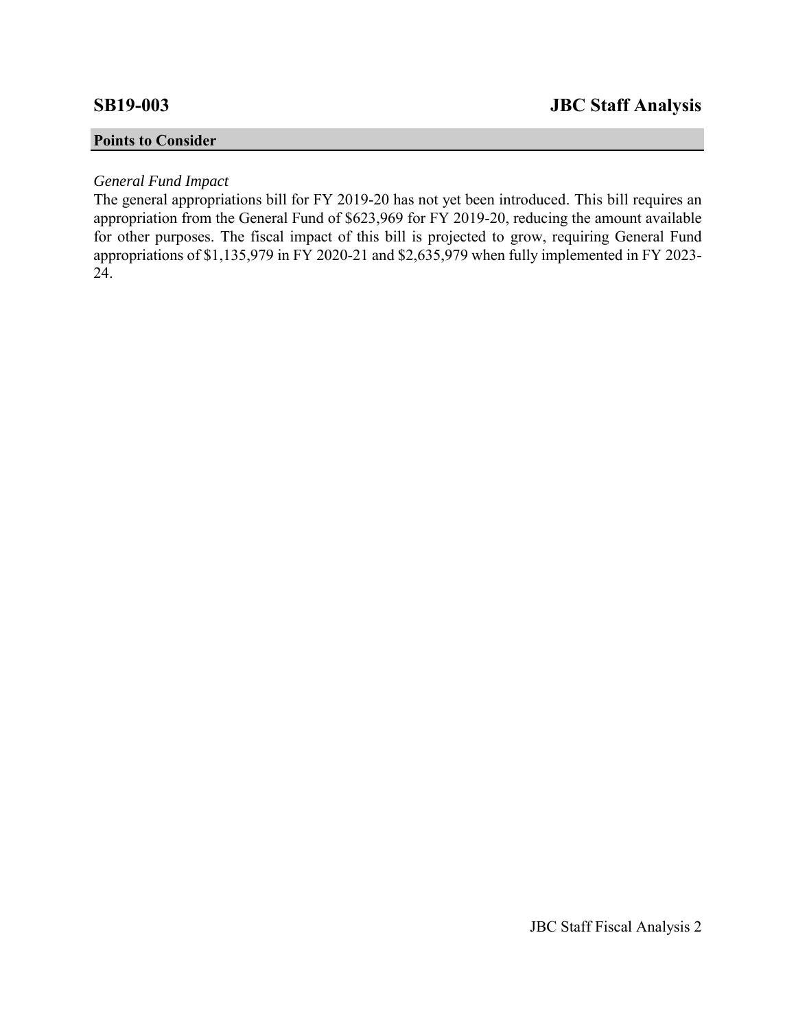## Points to Consider

*General Fund Impact*

The general appropriations bill for FY 2019-20 has not yet been introduced. This bill requires an appropriation from the General Fund of $623,969 for FY 2019-20, reducing the amount available for other purposes. The fiscal impact of this bill is projected to grow, requiring General Fund appropriations of $1,135,979 in FY 2020-21 and $2,635,979 when fully implemented in FY 2023-24.